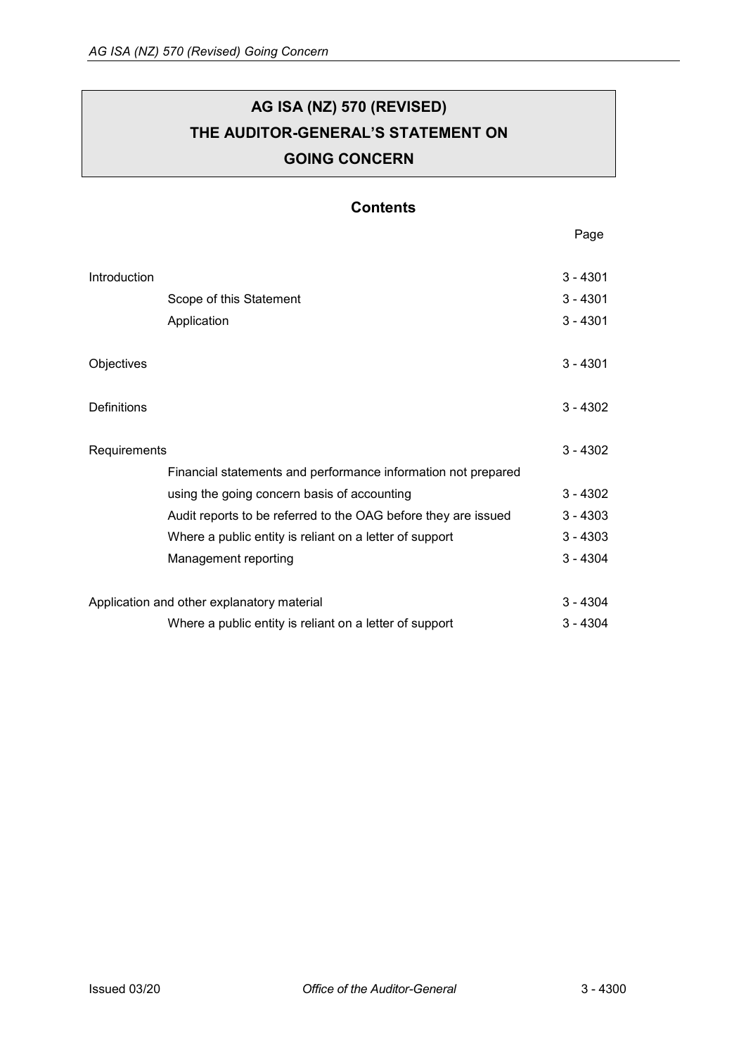# AG ISA (NZ) 570 (REVISED)
# THE AUDITOR-GENERAL'S STATEMENT ON
# GOING CONCERN

## Contents

| | Page |
|---|---|
| Introduction | 3 - 4301 |
| Scope of this Statement | 3 - 4301 |
| Application | 3 - 4301 |
| Objectives | 3 - 4301 |
| Definitions | 3 - 4302 |
| Requirements | 3 - 4302 |
| Financial statements and performance information not prepared using the going concern basis of accounting | 3 - 4302 |
| Audit reports to be referred to the OAG before they are issued | 3 - 4303 |
| Where a public entity is reliant on a letter of support | 3 - 4303 |
| Management reporting | 3 - 4304 |
| Application and other explanatory material | 3 - 4304 |
| Where a public entity is reliant on a letter of support | 3 - 4304 |

Issued 03/20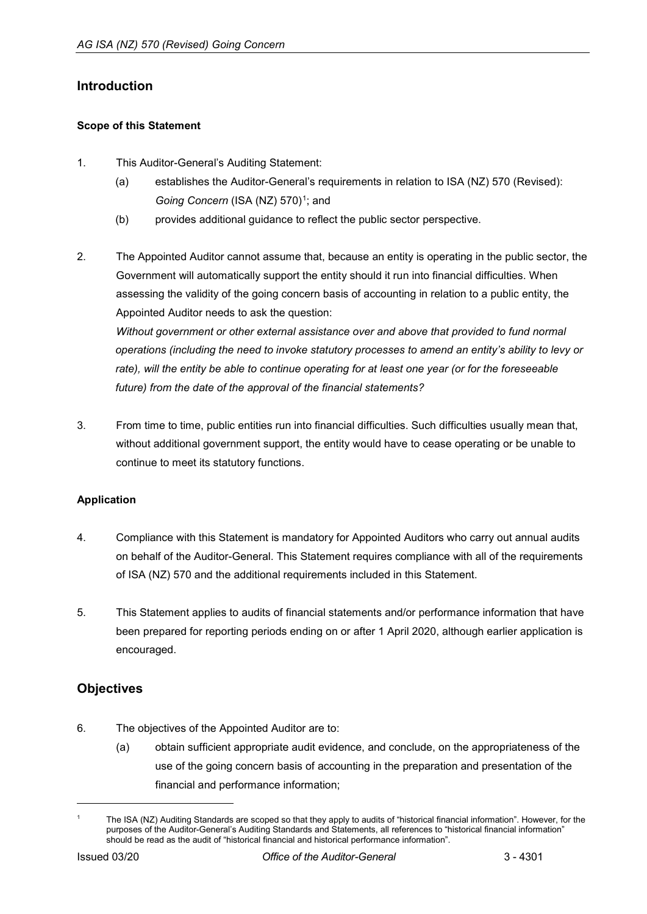## Introduction

### Scope of this Statement

1. This Auditor-General's Auditing Statement:
   (a) establishes the Auditor-General's requirements in relation to ISA (NZ) 570 (Revised): *Going Concern* (ISA (NZ) 570)[1]; and
   (b) provides additional guidance to reflect the public sector perspective.

2. The Appointed Auditor cannot assume that, because an entity is operating in the public sector, the Government will automatically support the entity should it run into financial difficulties. When assessing the validity of the going concern basis of accounting in relation to a public entity, the Appointed Auditor needs to ask the question:
   *Without government or other external assistance over and above that provided to fund normal operations (including the need to invoke statutory processes to amend an entity's ability to levy or rate), will the entity be able to continue operating for at least one year (or for the foreseeable future) from the date of the approval of the financial statements?*

3. From time to time, public entities run into financial difficulties. Such difficulties usually mean that, without additional government support, the entity would have to cease operating or be unable to continue to meet its statutory functions.

### Application

4. Compliance with this Statement is mandatory for Appointed Auditors who carry out annual audits on behalf of the Auditor-General. This Statement requires compliance with all of the requirements of ISA (NZ) 570 and the additional requirements included in this Statement.

5. This Statement applies to audits of financial statements and/or performance information that have been prepared for reporting periods ending on or after 1 April 2020, although earlier application is encouraged.

## Objectives

6. The objectives of the Appointed Auditor are to:
   (a) obtain sufficient appropriate audit evidence, and conclude, on the appropriateness of the use of the going concern basis of accounting in the preparation and presentation of the financial and performance information;

---

[1] The ISA (NZ) Auditing Standards are scoped so that they apply to audits of "historical financial information". However, for the purposes of the Auditor-General's Auditing Standards and Statements, all references to "historical financial information" should be read as the audit of "historical financial and historical performance information".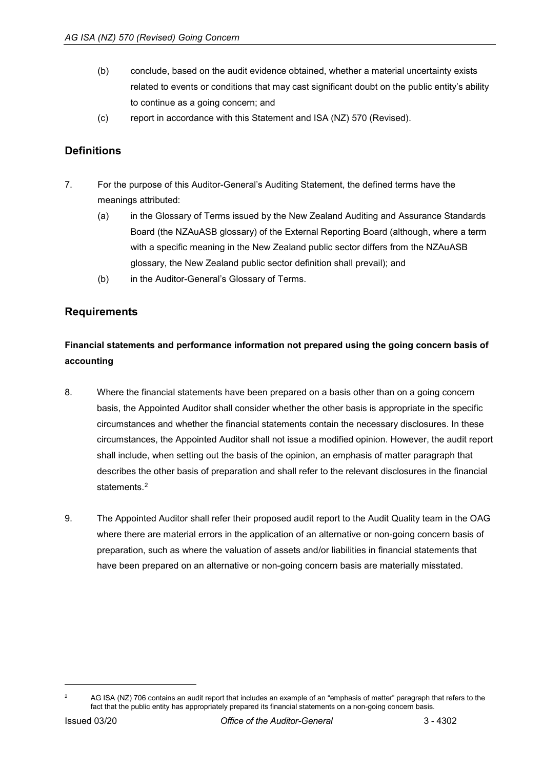(b) conclude, based on the audit evidence obtained, whether a material uncertainty exists related to events or conditions that may cast significant doubt on the public entity's ability to continue as a going concern; and

(c) report in accordance with this Statement and ISA (NZ) 570 (Revised).

## Definitions

7. For the purpose of this Auditor-General's Auditing Statement, the defined terms have the meanings attributed:

   (a) in the Glossary of Terms issued by the New Zealand Auditing and Assurance Standards Board (the NZAuASB glossary) of the External Reporting Board (although, where a term with a specific meaning in the New Zealand public sector differs from the NZAuASB glossary, the New Zealand public sector definition shall prevail); and

   (b) in the Auditor-General's Glossary of Terms.

## Requirements

### Financial statements and performance information not prepared using the going concern basis of accounting

8. Where the financial statements have been prepared on a basis other than on a going concern basis, the Appointed Auditor shall consider whether the other basis is appropriate in the specific circumstances and whether the financial statements contain the necessary disclosures. In these circumstances, the Appointed Auditor shall not issue a modified opinion. However, the audit report shall include, when setting out the basis of the opinion, an emphasis of matter paragraph that describes the other basis of preparation and shall refer to the relevant disclosures in the financial statements.[2]

9. The Appointed Auditor shall refer their proposed audit report to the Audit Quality team in the OAG where there are material errors in the application of an alternative or non-going concern basis of preparation, such as where the valuation of assets and/or liabilities in financial statements that have been prepared on an alternative or non-going concern basis are materially misstated.

---

[2] AG ISA (NZ) 706 contains an audit report that includes an example of an "emphasis of matter" paragraph that refers to the fact that the public entity has appropriately prepared its financial statements on a non-going concern basis.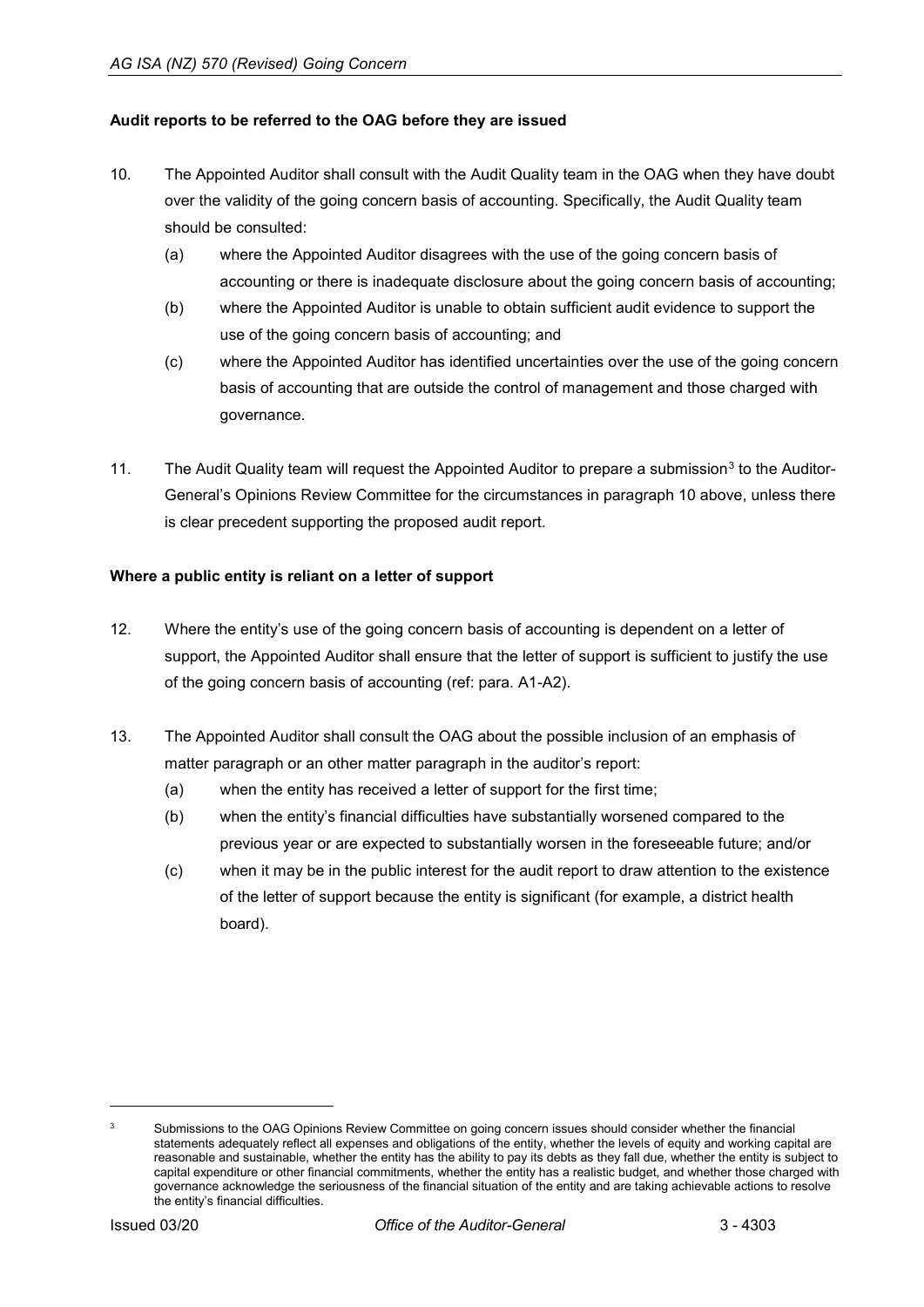**Audit reports to be referred to the OAG before they are issued**

10. The Appointed Auditor shall consult with the Audit Quality team in the OAG when they have doubt over the validity of the going concern basis of accounting. Specifically, the Audit Quality team should be consulted:

    (a) where the Appointed Auditor disagrees with the use of the going concern basis of accounting or there is inadequate disclosure about the going concern basis of accounting;

    (b) where the Appointed Auditor is unable to obtain sufficient audit evidence to support the use of the going concern basis of accounting; and

    (c) where the Appointed Auditor has identified uncertainties over the use of the going concern basis of accounting that are outside the control of management and those charged with governance.

11. The Audit Quality team will request the Appointed Auditor to prepare a submission[3] to the Auditor-General's Opinions Review Committee for the circumstances in paragraph 10 above, unless there is clear precedent supporting the proposed audit report.

**Where a public entity is reliant on a letter of support**

12. Where the entity's use of the going concern basis of accounting is dependent on a letter of support, the Appointed Auditor shall ensure that the letter of support is sufficient to justify the use of the going concern basis of accounting (ref: para. A1-A2).

13. The Appointed Auditor shall consult the OAG about the possible inclusion of an emphasis of matter paragraph or an other matter paragraph in the auditor's report:

    (a) when the entity has received a letter of support for the first time;

    (b) when the entity's financial difficulties have substantially worsened compared to the previous year or are expected to substantially worsen in the foreseeable future; and/or

    (c) when it may be in the public interest for the audit report to draw attention to the existence of the letter of support because the entity is significant (for example, a district health board).

---

[3] Submissions to the OAG Opinions Review Committee on going concern issues should consider whether the financial statements adequately reflect all expenses and obligations of the entity, whether the levels of equity and working capital are reasonable and sustainable, whether the entity has the ability to pay its debts as they fall due, whether the entity is subject to capital expenditure or other financial commitments, whether the entity has a realistic budget, and whether those charged with governance acknowledge the seriousness of the financial situation of the entity and are taking achievable actions to resolve the entity's financial difficulties.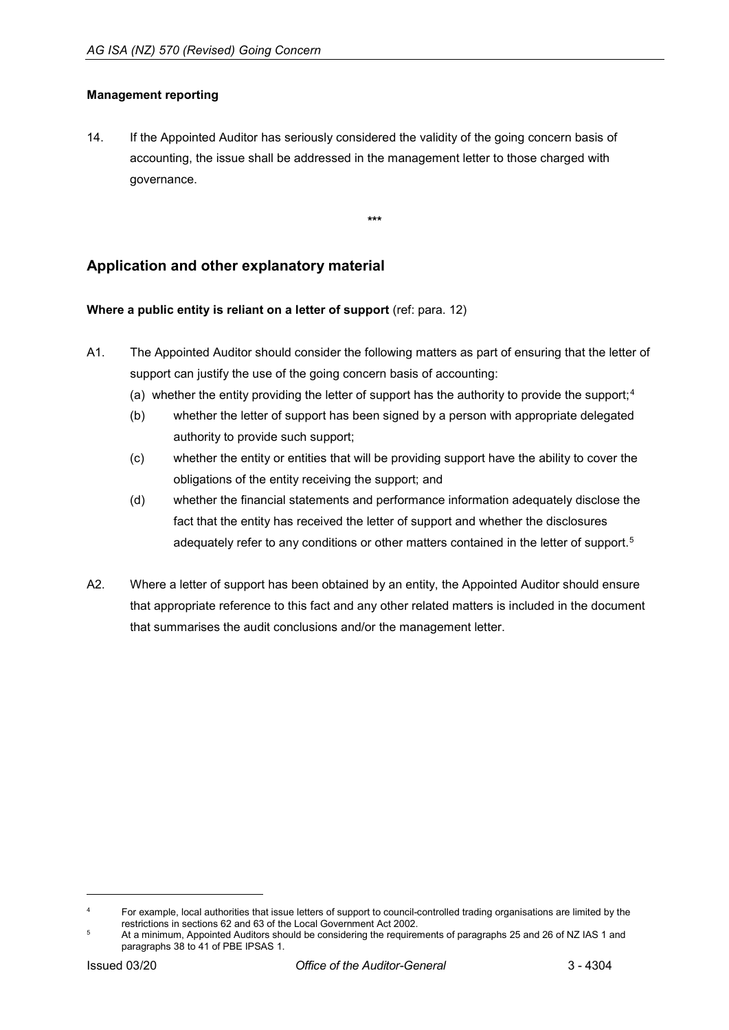**Management reporting**

14. If the Appointed Auditor has seriously considered the validity of the going concern basis of accounting, the issue shall be addressed in the management letter to those charged with governance.

\*\*\*

## Application and other explanatory material

**Where a public entity is reliant on a letter of support** (ref: para. 12)

A1. The Appointed Auditor should consider the following matters as part of ensuring that the letter of support can justify the use of the going concern basis of accounting:

(a) whether the entity providing the letter of support has the authority to provide the support;[4]

(b) whether the letter of support has been signed by a person with appropriate delegated authority to provide such support;

(c) whether the entity or entities that will be providing support have the ability to cover the obligations of the entity receiving the support; and

(d) whether the financial statements and performance information adequately disclose the fact that the entity has received the letter of support and whether the disclosures adequately refer to any conditions or other matters contained in the letter of support.[5]

A2. Where a letter of support has been obtained by an entity, the Appointed Auditor should ensure that appropriate reference to this fact and any other related matters is included in the document that summarises the audit conclusions and/or the management letter.

---

[4] For example, local authorities that issue letters of support to council-controlled trading organisations are limited by the restrictions in sections 62 and 63 of the Local Government Act 2002.

[5] At a minimum, Appointed Auditors should be considering the requirements of paragraphs 25 and 26 of NZ IAS 1 and paragraphs 38 to 41 of PBE IPSAS 1.